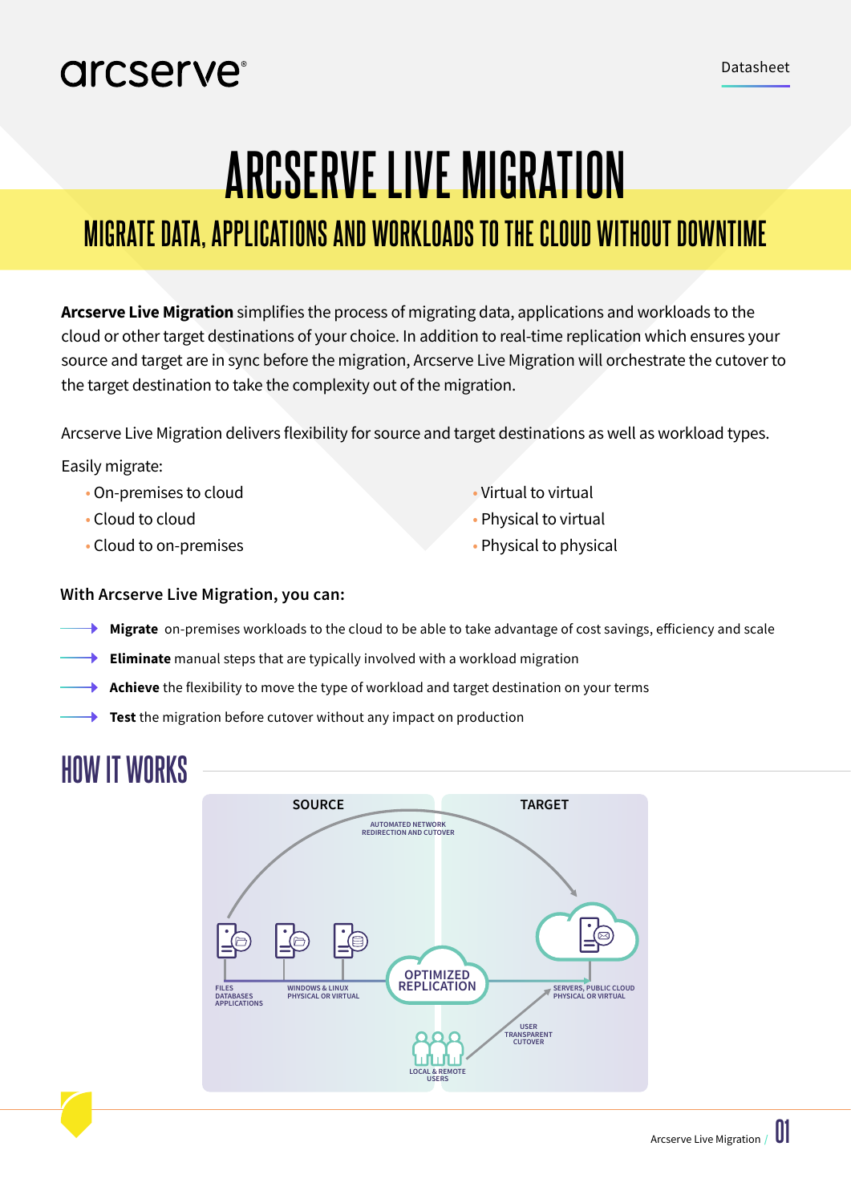arcserve®

Datasheet

# ARCSERVE LIVE MIGRATION

## MIGRATE DATA, APPLICATIONS AND WORKLOADS TO THE CLOUD WITHOUT DOWNTIME

**Arcserve Live Migration** simplifies the process of migrating data, applications and workloads to the cloud or other target destinations of your choice. In addition to real-time replication which ensures your source and target are in sync before the migration, Arcserve Live Migration will orchestrate the cutover to the target destination to take the complexity out of the migration.

Arcserve Live Migration delivers flexibility for source and target destinations as well as workload types.

Easily migrate:

- On-premises to cloud
- Cloud to cloud
- Cloud to on-premises
- Virtual to virtual
- Physical to virtual
- Physical to physical

### With Arcserve Live Migration, you can:

- **Migrate** on-premises workloads to the cloud to be able to take advantage of cost savings, efficiency and scale
- **Eliminate** manual steps that are typically involved with a workload migration
- **Achieve** the flexibility to move the type of workload and target destination on your terms
- **Test** the migration before cutover without any impact on production

## HOW IT WORKS

SOURCE

TARGET

AUTOMATED NETWORK REDIRECTION AND CUTOVER

FILES DATABASES APPLICATIONS

WINDOWS & LINUX PHYSICAL OR VIRTUAL

OPTIMIZED REPLICATION

SERVERS, PUBLIC CLOUD PHYSICAL OR VIRTUAL

USER TRANSPARENT CUTOVER

LOCAL & REMOTE USERS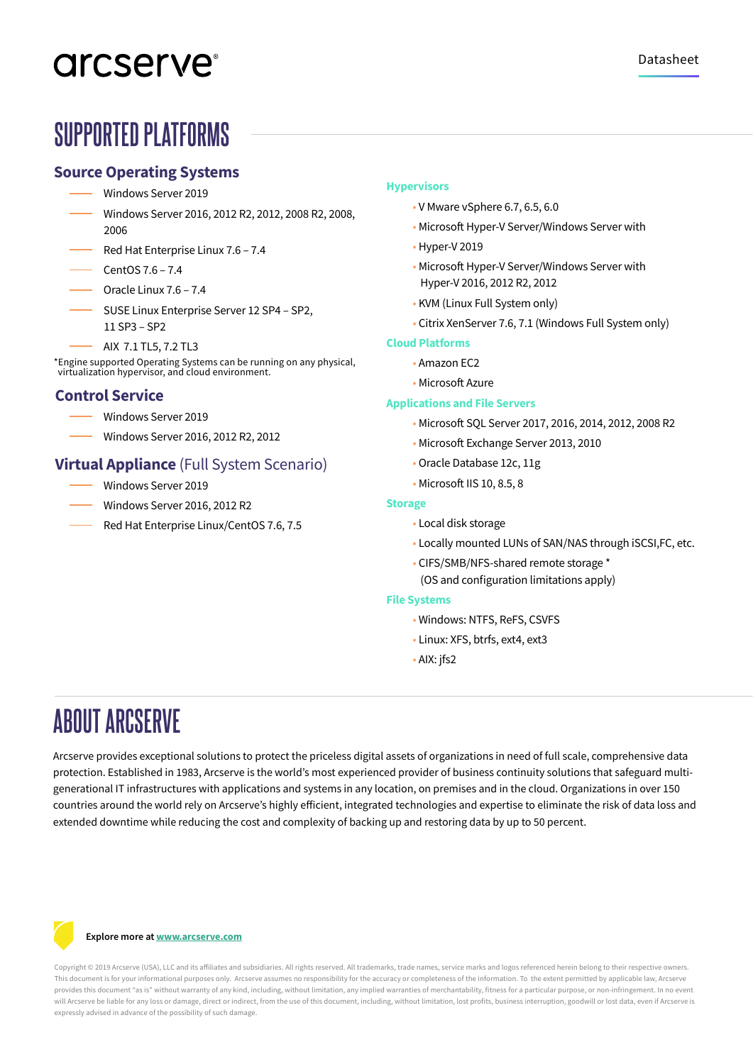# SUPPORTED PLATFORMS

## Source Operating Systems

- Windows Server 2019
- Windows Server 2016, 2012 R2, 2012, 2008 R2, 2008, 2006
- Red Hat Enterprise Linux 7.6 – 7.4
- CentOS 7.6 – 7.4
- Oracle Linux 7.6 – 7.4
- SUSE Linux Enterprise Server 12 SP4 – SP2, 11 SP3 – SP2
- AIX 7.1 TL5, 7.2 TL3

*Engine supported Operating Systems can be running on any physical, virtualization hypervisor, and cloud environment.

## Control Service

- Windows Server 2019
- Windows Server 2016, 2012 R2, 2012

## Virtual Appliance (Full System Scenario)

- Windows Server 2019
- Windows Server 2016, 2012 R2
- Red Hat Enterprise Linux/CentOS 7.6, 7.5

### Hypervisors

- V Mware vSphere 6.7, 6.5, 6.0
- Microsoft Hyper-V Server/Windows Server with
- Hyper-V 2019
- Microsoft Hyper-V Server/Windows Server with Hyper-V 2016, 2012 R2, 2012
- KVM (Linux Full System only)
- Citrix XenServer 7.6, 7.1 (Windows Full System only)

### Cloud Platforms

- Amazon EC2
- Microsoft Azure

### Applications and File Servers

- Microsoft SQL Server 2017, 2016, 2014, 2012, 2008 R2
- Microsoft Exchange Server 2013, 2010
- Oracle Database 12c, 11g
- Microsoft IIS 10, 8.5, 8

### Storage

- Local disk storage
- Locally mounted LUNs of SAN/NAS through iSCSI,FC, etc.
- CIFS/SMB/NFS-shared remote storage *
  (OS and configuration limitations apply)

### File Systems

- Windows: NTFS, ReFS, CSVFS
- Linux: XFS, btrfs, ext4, ext3
- AIX: jfs2

# ABOUT ARCSERVE

Arcserve provides exceptional solutions to protect the priceless digital assets of organizations in need of full scale, comprehensive data protection. Established in 1983, Arcserve is the world's most experienced provider of business continuity solutions that safeguard multi-generational IT infrastructures with applications and systems in any location, on premises and in the cloud. Organizations in over 150 countries around the world rely on Arcserve's highly efficient, integrated technologies and expertise to eliminate the risk of data loss and extended downtime while reducing the cost and complexity of backing up and restoring data by up to 50 percent.

**Explore more at [www.arcserve.com](www.arcserve.com)**

Copyright © 2019 Arcserve (USA), LLC and its affiliates and subsidiaries. All rights reserved. All trademarks, trade names, service marks and logos referenced herein belong to their respective owners. This document is for your informational purposes only. Arcserve assumes no responsibility for the accuracy or completeness of the information. To the extent permitted by applicable law, Arcserve provides this document "as is" without warranty of any kind, including, without limitation, any implied warranties of merchantability, fitness for a particular purpose, or non-infringement. In no event will Arcserve be liable for any loss or damage, direct or indirect, from the use of this document, including, without limitation, lost profits, business interruption, goodwill or lost data, even if Arcserve is expressly advised in advance of the possibility of such damage.